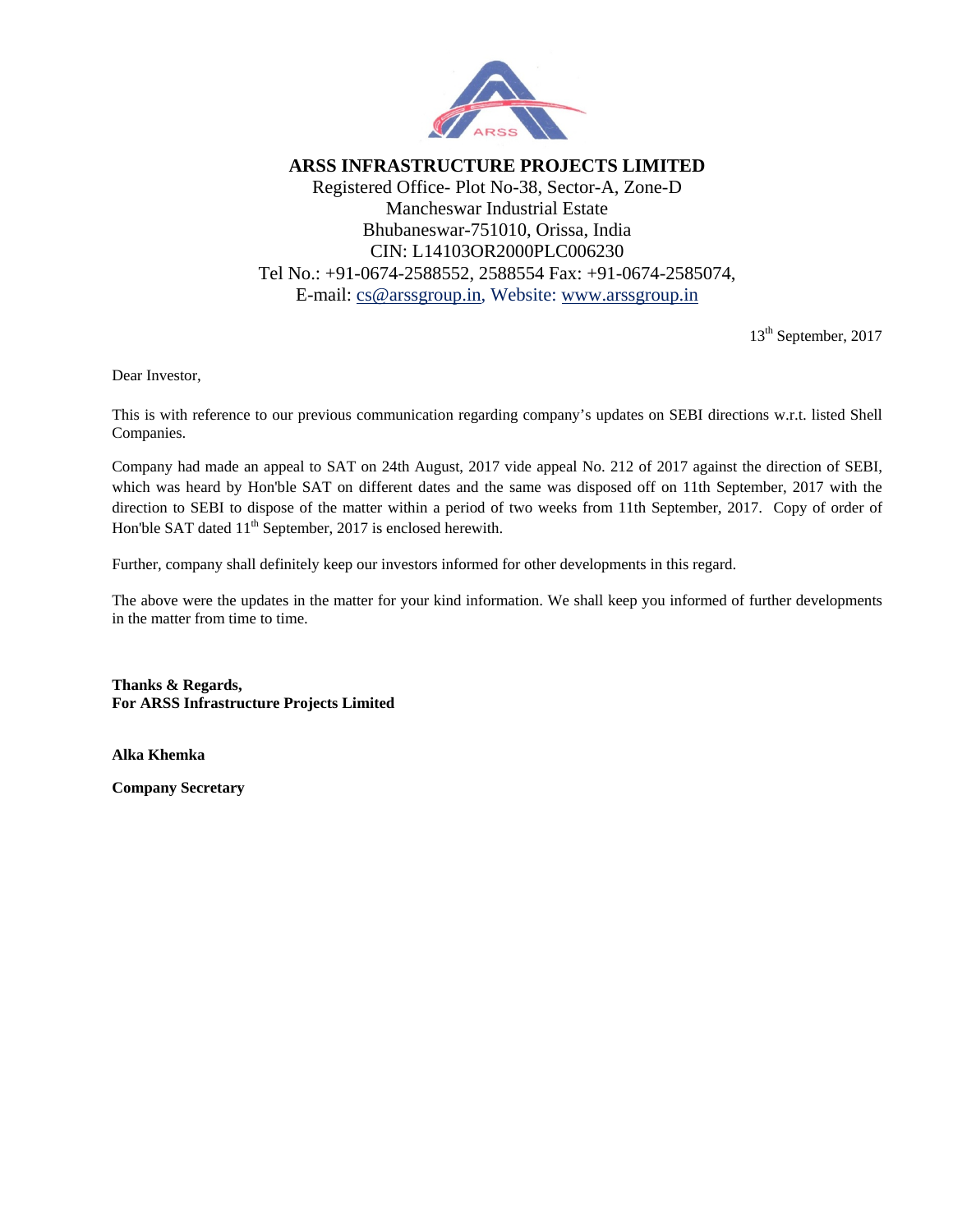# ARSS INFRASTRUCTURE PROJECTS LIMITED

Registered Office- Plot No-38, Sector-A, Zone-D
Mancheswar Industrial Estate
Bhubaneswar-751010, Orissa, India
CIN: L14103OR2000PLC006230
Tel No.: +91-0674-2588552, 2588554 Fax: +91-0674-2585074,
E-mail: cs@arssgroup.in, Website: www.arssgroup.in

13th September, 2017

Dear Investor,

This is with reference to our previous communication regarding company's updates on SEBI directions w.r.t. listed Shell Companies.

Company had made an appeal to SAT on 24th August, 2017 vide appeal No. 212 of 2017 against the direction of SEBI, which was heard by Hon'ble SAT on different dates and the same was disposed off on 11th September, 2017 with the direction to SEBI to dispose of the matter within a period of two weeks from 11th September, 2017. Copy of order of Hon'ble SAT dated 11th September, 2017 is enclosed herewith.

Further, company shall definitely keep our investors informed for other developments in this regard.

The above were the updates in the matter for your kind information. We shall keep you informed of further developments in the matter from time to time.

**Thanks & Regards,**
**For ARSS Infrastructure Projects Limited**

**Alka Khemka**

**Company Secretary**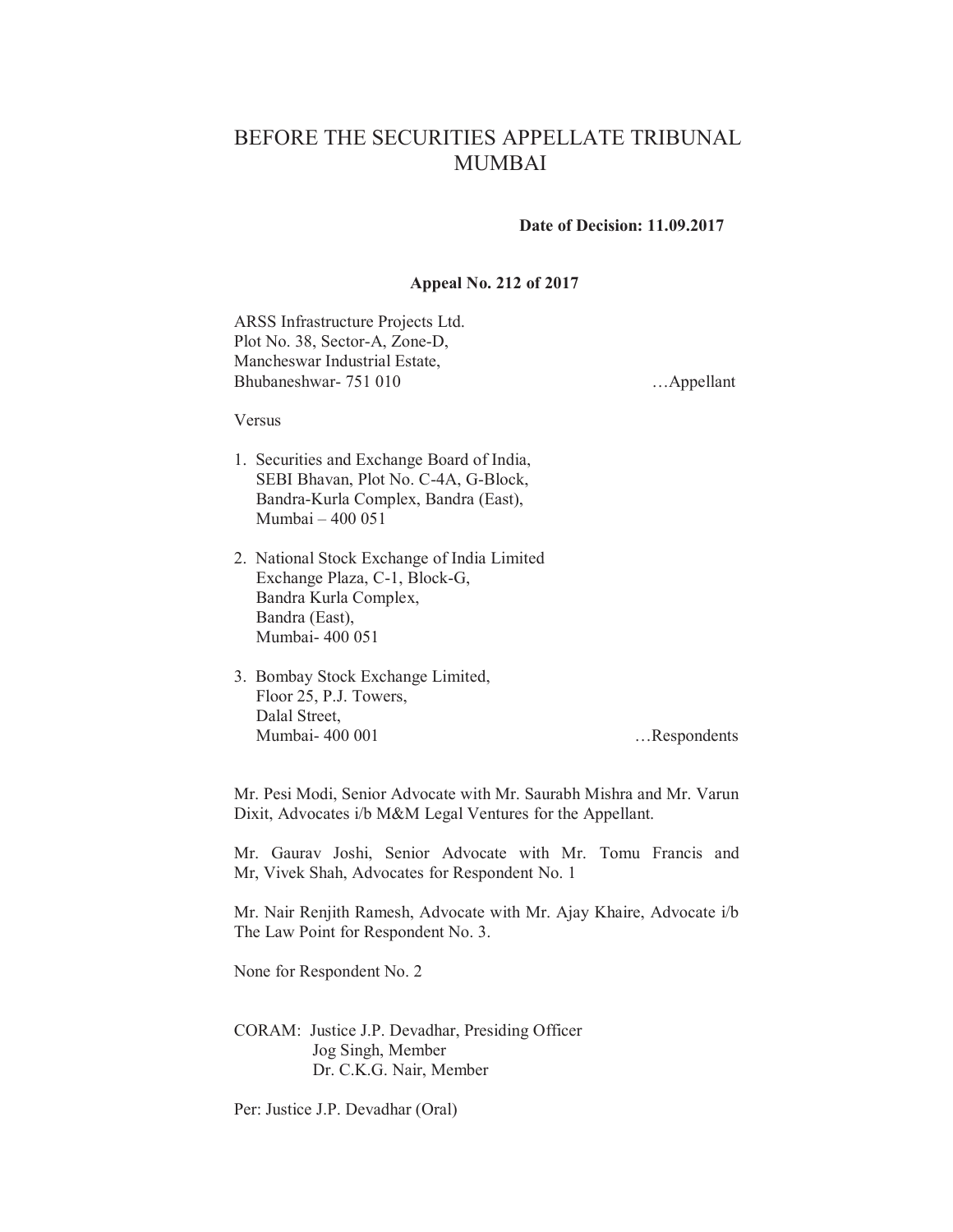# BEFORE THE SECURITIES APPELLATE TRIBUNAL MUMBAI

**Date of Decision: 11.09.2017**

**Appeal No. 212 of 2017**

ARSS Infrastructure Projects Ltd.
Plot No. 38, Sector-A, Zone-D,
Mancheswar Industrial Estate,
Bhubaneshwar- 751 010 …Appellant

Versus

1. Securities and Exchange Board of India,
   SEBI Bhavan, Plot No. C-4A, G-Block,
   Bandra-Kurla Complex, Bandra (East),
   Mumbai – 400 051

2. National Stock Exchange of India Limited
   Exchange Plaza, C-1, Block-G,
   Bandra Kurla Complex,
   Bandra (East),
   Mumbai- 400 051

3. Bombay Stock Exchange Limited,
   Floor 25, P.J. Towers,
   Dalal Street,
   Mumbai- 400 001 …Respondents

Mr. Pesi Modi, Senior Advocate with Mr. Saurabh Mishra and Mr. Varun Dixit, Advocates i/b M&M Legal Ventures for the Appellant.

Mr. Gaurav Joshi, Senior Advocate with Mr. Tomu Francis and Mr, Vivek Shah, Advocates for Respondent No. 1

Mr. Nair Renjith Ramesh, Advocate with Mr. Ajay Khaire, Advocate i/b The Law Point for Respondent No. 3.

None for Respondent No. 2

CORAM: Justice J.P. Devadhar, Presiding Officer
Jog Singh, Member
Dr. C.K.G. Nair, Member

Per: Justice J.P. Devadhar (Oral)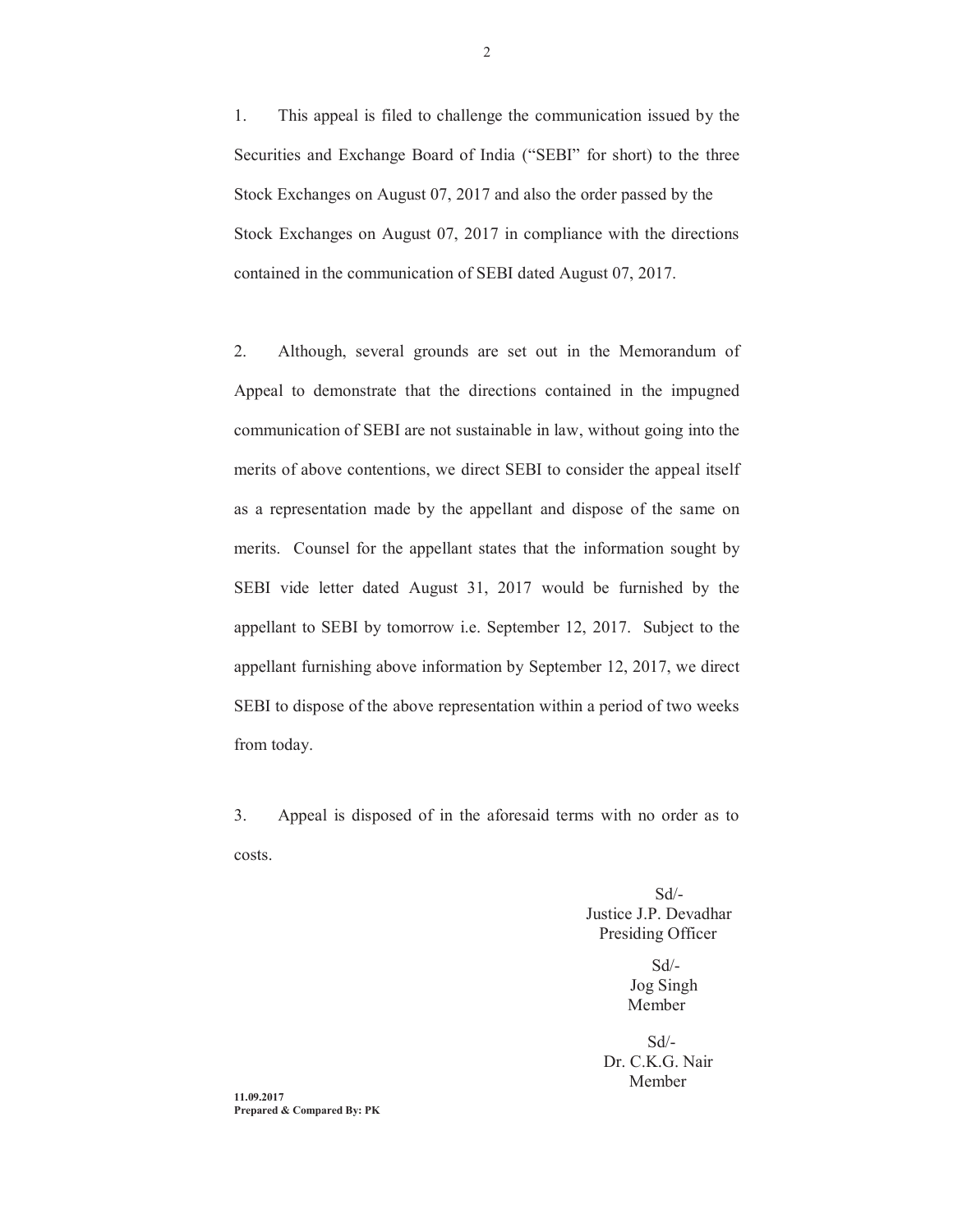1. This appeal is filed to challenge the communication issued by the Securities and Exchange Board of India ("SEBI" for short) to the three Stock Exchanges on August 07, 2017 and also the order passed by the Stock Exchanges on August 07, 2017 in compliance with the directions contained in the communication of SEBI dated August 07, 2017.

2. Although, several grounds are set out in the Memorandum of Appeal to demonstrate that the directions contained in the impugned communication of SEBI are not sustainable in law, without going into the merits of above contentions, we direct SEBI to consider the appeal itself as a representation made by the appellant and dispose of the same on merits. Counsel for the appellant states that the information sought by SEBI vide letter dated August 31, 2017 would be furnished by the appellant to SEBI by tomorrow i.e. September 12, 2017. Subject to the appellant furnishing above information by September 12, 2017, we direct SEBI to dispose of the above representation within a period of two weeks from today.

3. Appeal is disposed of in the aforesaid terms with no order as to costs.

Sd/-
Justice J.P. Devadhar
Presiding Officer

Sd/-
Jog Singh
Member

Sd/-
Dr. C.K.G. Nair
Member

**11.09.2017**
**Prepared & Compared By: PK**